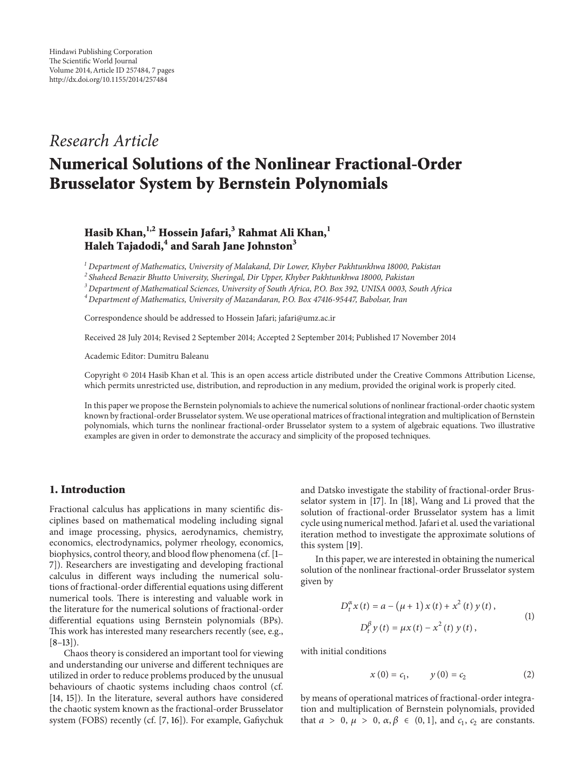Hindawi Publishing Corporation
The Scientific World Journal
Volume 2014, Article ID 257484, 7 pages
http://dx.doi.org/10.1155/2014/257484

*Research Article*

# Numerical Solutions of the Nonlinear Fractional-Order Brusselator System by Bernstein Polynomials

**Hasib Khan,[1,2] Hossein Jafari,[3] Rahmat Ali Khan,[1] Haleh Tajadodi,[4] and Sarah Jane Johnston[3]**

[1] Department of Mathematics, University of Malakand, Dir Lower, Khyber Pakhtunkhwa 18000, Pakistan
[2] Shaheed Benazir Bhutto University, Sheringal, Dir Upper, Khyber Pakhtunkhwa 18000, Pakistan
[3] Department of Mathematical Sciences, University of South Africa, P.O. Box 392, UNISA 0003, South Africa
[4] Department of Mathematics, University of Mazandaran, P.O. Box 47416-95447, Babolsar, Iran

Correspondence should be addressed to Hossein Jafari; jafari@umz.ac.ir

Received 28 July 2014; Revised 2 September 2014; Accepted 2 September 2014; Published 17 November 2014

Academic Editor: Dumitru Baleanu

Copyright © 2014 Hasib Khan et al. This is an open access article distributed under the Creative Commons Attribution License, which permits unrestricted use, distribution, and reproduction in any medium, provided the original work is properly cited.

In this paper we propose the Bernstein polynomials to achieve the numerical solutions of nonlinear fractional-order chaotic system known by fractional-order Brusselator system. We use operational matrices of fractional integration and multiplication of Bernstein polynomials, which turns the nonlinear fractional-order Brusselator system to a system of algebraic equations. Two illustrative examples are given in order to demonstrate the accuracy and simplicity of the proposed techniques.

## 1. Introduction

Fractional calculus has applications in many scientific disciplines based on mathematical modeling including signal and image processing, physics, aerodynamics, chemistry, economics, electrodynamics, polymer rheology, economics, biophysics, control theory, and blood flow phenomena (cf. [1–7]). Researchers are investigating and developing fractional calculus in different ways including the numerical solutions of fractional-order differential equations using different numerical tools. There is interesting and valuable work in the literature for the numerical solutions of fractional-order differential equations using Bernstein polynomials (BPs). This work has interested many researchers recently (see, e.g., [8–13]).

Chaos theory is considered an important tool for viewing and understanding our universe and different techniques are utilized in order to reduce problems produced by the unusual behaviours of chaotic systems including chaos control (cf. [14, 15]). In the literature, several authors have considered the chaotic system known as the fractional-order Brusselator system (FOBS) recently (cf. [7, 16]). For example, Gafiychuk and Datsko investigate the stability of fractional-order Brusselator system in [17]. In [18], Wang and Li proved that the solution of fractional-order Brusselator system has a limit cycle using numerical method. Jafari et al. used the variational iteration method to investigate the approximate solutions of this system [19].

In this paper, we are interested in obtaining the numerical solution of the nonlinear fractional-order Brusselator system given by

$$\begin{aligned} D_t^{\alpha} x(t) &= a - (\mu + 1) x(t) + x^2(t) y(t), \\ D_t^{\beta} y(t) &= \mu x(t) - x^2(t) y(t), \end{aligned} \tag{1}$$

with initial conditions

$$x(0) = c_1, \qquad y(0) = c_2 \tag{2}$$

by means of operational matrices of fractional-order integration and multiplication of Bernstein polynomials, provided that $a > 0$, $\mu > 0$, $\alpha, \beta \in (0, 1]$, and $c_1$, $c_2$ are constants.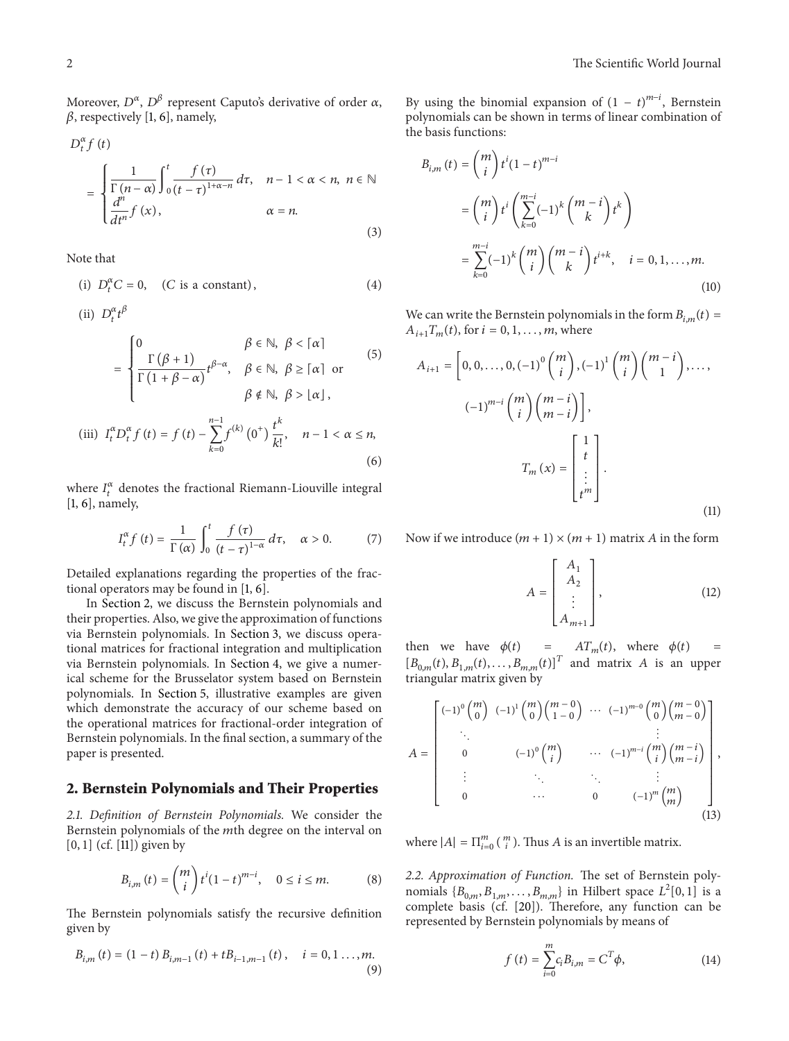Moreover, $D^\alpha$, $D^\beta$ represent Caputo's derivative of order $\alpha$, $\beta$, respectively [1, 6], namely,

$$D_t^\alpha f(t) = \begin{cases} \dfrac{1}{\Gamma(n-\alpha)} \displaystyle\int_0^t \frac{f(\tau)}{(t-\tau)^{1+\alpha-n}} d\tau, & n-1<\alpha<n,\ n \in \mathbb{N} \\ \dfrac{d^n}{dt^n} f(x), & \alpha = n. \end{cases} \tag{3}$$

Note that

(i) $D_t^\alpha C = 0, \quad (C \text{ is a constant}),$ (4)

(ii) 
$$D_t^\alpha t^\beta = \begin{cases} 0 & \beta \in \mathbb{N},\ \beta < \lceil \alpha \rceil \\ \dfrac{\Gamma(\beta+1)}{\Gamma(1+\beta-\alpha)} t^{\beta-\alpha}, & \beta \in \mathbb{N},\ \beta \geq \lceil \alpha \rceil \text{ or} \\ & \beta \notin \mathbb{N},\ \beta > \lfloor \alpha \rfloor, \end{cases} \tag{5}$$

(iii) 
$$I_t^\alpha D_t^\alpha f(t) = f(t) - \sum_{k=0}^{n-1} f^{(k)}(0^+) \frac{t^k}{k!}, \quad n-1<\alpha \leq n, \tag{6}$$

where $I_t^\alpha$ denotes the fractional Riemann-Liouville integral [1, 6], namely,

$$I_t^\alpha f(t) = \frac{1}{\Gamma(\alpha)} \int_0^t \frac{f(\tau)}{(t-\tau)^{1-\alpha}} d\tau, \quad \alpha > 0. \tag{7}$$

Detailed explanations regarding the properties of the fractional operators may be found in [1, 6].

In Section 2, we discuss the Bernstein polynomials and their properties. Also, we give the approximation of functions via Bernstein polynomials. In Section 3, we discuss operational matrices for fractional integration and multiplication via Bernstein polynomials. In Section 4, we give a numerical scheme for the Brusselator system based on Bernstein polynomials. In Section 5, illustrative examples are given which demonstrate the accuracy of our scheme based on the operational matrices for fractional-order integration of Bernstein polynomials. In the final section, a summary of the paper is presented.

## 2. Bernstein Polynomials and Their Properties

*2.1. Definition of Bernstein Polynomials.* We consider the Bernstein polynomials of the $m$th degree on the interval on $[0,1]$ (cf. [11]) given by

$$B_{i,m}(t) = \binom{m}{i} t^i (1-t)^{m-i}, \quad 0 \leq i \leq m. \tag{8}$$

The Bernstein polynomials satisfy the recursive definition given by

$$B_{i,m}(t) = (1-t) B_{i,m-1}(t) + t B_{i-1,m-1}(t), \quad i = 0,1\ldots,m. \tag{9}$$

By using the binomial expansion of $(1-t)^{m-i}$, Bernstein polynomials can be shown in terms of linear combination of the basis functions:

$$\begin{aligned} B_{i,m}(t) &= \binom{m}{i} t^i (1-t)^{m-i} \\ &= \binom{m}{i} t^i \left( \sum_{k=0}^{m-i} (-1)^k \binom{m-i}{k} t^k \right) \\ &= \sum_{k=0}^{m-i} (-1)^k \binom{m}{i} \binom{m-i}{k} t^{i+k}, \quad i = 0,1,\ldots,m. \end{aligned} \tag{10}$$

We can write the Bernstein polynomials in the form $B_{i,m}(t) = A_{i+1} T_m(t)$, for $i = 0,1,\ldots,m$, where

$$A_{i+1} = \left[ 0,0,\ldots,0,(-1)^0 \binom{m}{i}, (-1)^1 \binom{m}{i}\binom{m-i}{1}, \ldots, (-1)^{m-i} \binom{m}{i}\binom{m-i}{m-i} \right],$$

$$T_m(x) = \begin{bmatrix} 1 \\ t \\ \vdots \\ t^m \end{bmatrix}. \tag{11}$$

Now if we introduce $(m+1)\times(m+1)$ matrix $A$ in the form

$$A = \begin{bmatrix} A_1 \\ A_2 \\ \vdots \\ A_{m+1} \end{bmatrix}, \tag{12}$$

then we have $\phi(t) = A T_m(t)$, where $\phi(t) = [B_{0,m}(t), B_{1,m}(t), \ldots, B_{m,m}(t)]^T$ and matrix $A$ is an upper triangular matrix given by

$$A = \begin{bmatrix} (-1)^0 \binom{m}{0} & (-1)^1 \binom{m}{0}\binom{m-0}{1-0} & \cdots & (-1)^{m-0} \binom{m}{0}\binom{m-0}{m-0} \\ \ddots & & & \vdots \\ 0 & (-1)^0 \binom{m}{i} & \cdots & (-1)^{m-i} \binom{m}{i}\binom{m-i}{m-i} \\ \vdots & \ddots & \ddots & \vdots \\ 0 & \cdots & 0 & (-1)^m \binom{m}{m} \end{bmatrix}, \tag{13}$$

where $|A| = \Pi_{i=0}^m \binom{m}{i}$. Thus $A$ is an invertible matrix.

*2.2. Approximation of Function.* The set of Bernstein polynomials $\{B_{0,m}, B_{1,m}, \ldots, B_{m,m}\}$ in Hilbert space $L^2[0,1]$ is a complete basis (cf. [20]). Therefore, any function can be represented by Bernstein polynomials by means of

$$f(t) = \sum_{i=0}^m c_i B_{i,m} = C^T \phi, \tag{14}$$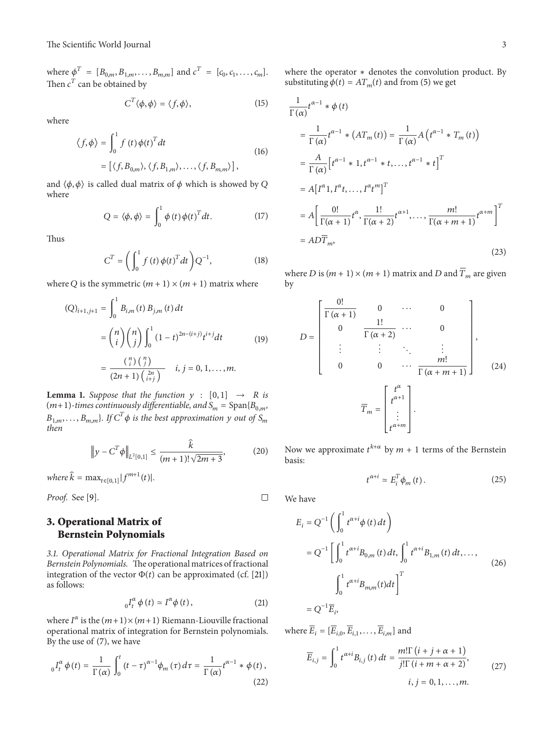where $\phi^T = [B_{0,m}, B_{1,m}, \ldots, B_{m,m}]$ and $c^T = [c_0, c_1, \ldots, c_m]$. Then $c^T$ can be obtained by

$$C^T \langle \phi, \phi \rangle = \langle f, \phi \rangle, \tag{15}$$

where

$$\begin{aligned} \langle f, \phi \rangle &= \int_0^1 f(t) \phi(t)^T dt \\ &= [\langle f, B_{0,m} \rangle, \langle f, B_{1,m} \rangle, \ldots, \langle f, B_{m,m} \rangle], \end{aligned} \tag{16}$$

and $\langle \phi, \phi \rangle$ is called dual matrix of $\phi$ which is showed by $Q$ where

$$Q = \langle \phi, \phi \rangle = \int_0^1 \phi(t) \phi(t)^T dt. \tag{17}$$

Thus

$$C^T = \left( \int_0^1 f(t) \phi(t)^T dt \right) Q^{-1}, \tag{18}$$

where $Q$ is the symmetric $(m+1) \times (m+1)$ matrix where

$$\begin{aligned} (Q)_{i+1,j+1} &= \int_0^1 B_{i,m}(t) B_{j,m}(t) dt \\ &= \binom{n}{i} \binom{n}{j} \int_0^1 (1-t)^{2n-(i+j)} t^{i+j} dt \\ &= \frac{\binom{n}{i}\binom{n}{j}}{(2n+1)\binom{2n}{i+j}} \quad i, j = 0, 1, \ldots, m. \end{aligned} \tag{19}$$

**Lemma 1.** *Suppose that the function $y : [0,1] \to R$ is $(m+1)$-times continuously differentiable, and $S_m = \text{Span}\{B_{0,m}, B_{1,m}, \ldots, B_{m,m}\}$. If $C^T \phi$ is the best approximation $y$ out of $S_m$ then*

$$\left\| y - C^T \phi \right\|_{L^2[0,1]} \le \frac{\hat{k}}{(m+1)! \sqrt{2m+3}}, \tag{20}$$

*where $\hat{k} = \max_{t \in [0,1]} |f^{m+1}(t)|$.*

*Proof.* See [9]. □

## 3. Operational Matrix of Bernstein Polynomials

*3.1. Operational Matrix for Fractional Integration Based on Bernstein Polynomials.* The operational matrices of fractional integration of the vector $\Phi(t)$ can be approximated (cf. [21]) as follows:

$${}_0I_t^{\alpha} \phi(t) \simeq I^{\alpha} \phi(t), \tag{21}$$

where $I^{\alpha}$ is the $(m+1) \times (m+1)$ Riemann-Liouville fractional operational matrix of integration for Bernstein polynomials. By the use of (7), we have

$${}_0I_t^{\alpha} \phi(t) = \frac{1}{\Gamma(\alpha)} \int_0^t (t-\tau)^{\alpha-1} \phi_m(\tau) d\tau = \frac{1}{\Gamma(\alpha)} t^{\alpha-1} * \phi(t), \tag{22}$$

where the operator $*$ denotes the convolution product. By substituting $\phi(t) = AT_m(t)$ and from (5) we get

$$\begin{aligned} &\frac{1}{\Gamma(\alpha)} t^{\alpha-1} * \phi(t) \\ &= \frac{1}{\Gamma(\alpha)} t^{\alpha-1} * (AT_m(t)) = \frac{1}{\Gamma(\alpha)} A \left( t^{\alpha-1} * T_m(t) \right) \\ &= \frac{A}{\Gamma(\alpha)} \left[ t^{\alpha-1} * 1, t^{\alpha-1} * t, \ldots, t^{\alpha-1} * t \right]^T \\ &= A \left[ I^{\alpha} 1, I^{\alpha} t, \ldots, I^{\alpha} t^m \right]^T \\ &= A \left[ \frac{0!}{\Gamma(\alpha+1)} t^{\alpha}, \frac{1!}{\Gamma(\alpha+2)} t^{\alpha+1}, \ldots, \frac{m!}{\Gamma(\alpha+m+1)} t^{\alpha+m} \right]^T \\ &= AD\overline{T}_m, \end{aligned} \tag{23}$$

where $D$ is $(m+1) \times (m+1)$ matrix and $D$ and $\overline{T}_m$ are given by

$$D = \begin{bmatrix} \frac{0!}{\Gamma(\alpha+1)} & 0 & \cdots & 0 \\ 0 & \frac{1!}{\Gamma(\alpha+2)} & \cdots & 0 \\ \vdots & \vdots & \ddots & \vdots \\ 0 & 0 & \cdots & \frac{m!}{\Gamma(\alpha+m+1)} \end{bmatrix},$$

$$\overline{T}_m = \begin{bmatrix} t^{\alpha} \\ t^{\alpha+1} \\ \vdots \\ t^{\alpha+m} \end{bmatrix}. \tag{24}$$

Now we approximate $t^{k+\alpha}$ by $m+1$ terms of the Bernstein basis:

$$t^{\alpha+i} \simeq E_i^T \phi_m(t). \tag{25}$$

We have

$$\begin{aligned} E_i &= Q^{-1} \left( \int_0^1 t^{\alpha+i} \phi(t) dt \right) \\ &= Q^{-1} \left[ \int_0^1 t^{\alpha+i} B_{0,m}(t) dt, \int_0^1 t^{\alpha+i} B_{1,m}(t) dt, \ldots, \right. \\ &\qquad \left. \int_0^1 t^{\alpha+i} B_{m,m}(t) dt \right]^T \\ &= Q^{-1} \overline{E}_i, \end{aligned} \tag{26}$$

where $\overline{E}_i = [\overline{E}_{i,0}, \overline{E}_{i,1}, \ldots, \overline{E}_{i,m}]$ and

$$\overline{E}_{i,j} = \int_0^1 t^{\alpha+i} B_{i,j}(t) dt = \frac{m! \Gamma(i+j+\alpha+1)}{j! \Gamma(i+m+\alpha+2)}, \quad i, j = 0, 1, \ldots, m. \tag{27}$$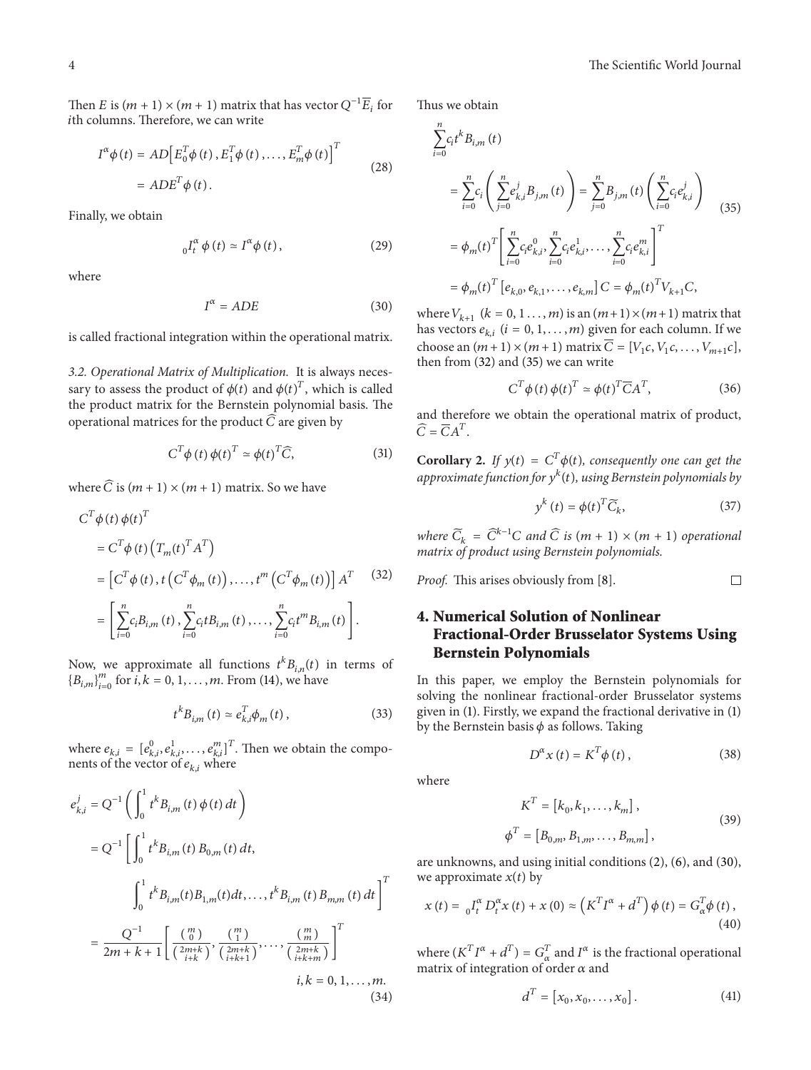Then $E$ is $(m+1)\times(m+1)$ matrix that has vector $Q^{-1}\overline{E}_i$ for $i$th columns. Therefore, we can write

$$I^{\alpha}\phi(t) = AD\left[E_0^T\phi(t), E_1^T\phi(t), \ldots, E_m^T\phi(t)\right]^T = ADE^T\phi(t). \tag{28}$$

Finally, we obtain

$${}_0I_t^{\alpha}\,\phi(t) \simeq I^{\alpha}\phi(t), \tag{29}$$

where

$$I^{\alpha} = ADE \tag{30}$$

is called fractional integration within the operational matrix.

*3.2. Operational Matrix of Multiplication.* It is always necessary to assess the product of $\phi(t)$ and $\phi(t)^T$, which is called the product matrix for the Bernstein polynomial basis. The operational matrices for the product $\widehat{C}$ are given by

$$C^T\phi(t)\,\phi(t)^T \simeq \phi(t)^T\widehat{C}, \tag{31}$$

where $\widehat{C}$ is $(m+1)\times(m+1)$ matrix. So we have

$$\begin{aligned}
C^T\phi(t)\,\phi(t)^T &= C^T\phi(t)\left(T_m(t)^T A^T\right)\\
&= \left[C^T\phi(t), t\left(C^T\phi_m(t)\right), \ldots, t^m\left(C^T\phi_m(t)\right)\right]A^T\\
&= \left[\sum_{i=0}^{n} c_i B_{i,m}(t), \sum_{i=0}^{n} c_i t B_{i,m}(t), \ldots, \sum_{i=0}^{n} c_i t^m B_{i,m}(t)\right].
\end{aligned} \tag{32}$$

Now, we approximate all functions $t^k B_{i,n}(t)$ in terms of $\{B_{i,m}\}_{i=0}^{m}$ for $i,k = 0,1,\ldots,m$. From (14), we have

$$t^k B_{i,m}(t) \simeq e_{k,i}^T\phi_m(t), \tag{33}$$

where $e_{k,i} = [e_{k,i}^0, e_{k,i}^1, \ldots, e_{k,i}^m]^T$. Then we obtain the components of the vector of $e_{k,i}$ where

$$\begin{aligned}
e_{k,i}^j &= Q^{-1}\left(\int_0^1 t^k B_{i,m}(t)\,\phi(t)\,dt\right)\\
&= Q^{-1}\left[\int_0^1 t^k B_{i,m}(t)\,B_{0,m}(t)\,dt,\right.\\
&\qquad \left.\int_0^1 t^k B_{i,m}(t)B_{1,m}(t)dt, \ldots, t^k B_{i,m}(t)\,B_{m,m}(t)\,dt\right]^T\\
&= \frac{Q^{-1}}{2m+k+1}\left[\frac{\binom{m}{0}}{\binom{2m+k}{i+k}}, \frac{\binom{m}{1}}{\binom{2m+k}{i+k+1}}, \ldots, \frac{\binom{m}{m}}{\binom{2m+k}{i+k+m}}\right]^T\\
&\qquad\qquad i,k = 0,1,\ldots,m.
\end{aligned} \tag{34}$$

Thus we obtain

$$\begin{aligned}
\sum_{i=0}^{n} c_i t^k B_{i,m}(t) &= \sum_{i=0}^{n} c_i\left(\sum_{j=0}^{n} e_{k,i}^j B_{j,m}(t)\right) = \sum_{j=0}^{n} B_{j,m}(t)\left(\sum_{i=0}^{n} c_i e_{k,i}^j\right)\\
&= \phi_m(t)^T\left[\sum_{i=0}^{n} c_i e_{k,i}^0, \sum_{i=0}^{n} c_i e_{k,i}^1, \ldots, \sum_{i=0}^{n} c_i e_{k,i}^m\right]^T\\
&= \phi_m(t)^T\left[e_{k,0}, e_{k,1}, \ldots, e_{k,m}\right]C = \phi_m(t)^T V_{k+1}C,
\end{aligned} \tag{35}$$

where $V_{k+1}$ $(k = 0,1\ldots,m)$ is an $(m+1)\times(m+1)$ matrix that has vectors $e_{k,i}$ $(i = 0,1,\ldots,m)$ given for each column. If we choose an $(m+1)\times(m+1)$ matrix $\overline{C} = [V_1c, V_1c, \ldots, V_{m+1}c]$, then from (32) and (35) we can write

$$C^T\phi(t)\,\phi(t)^T \simeq \phi(t)^T\overline{C}A^T, \tag{36}$$

and therefore we obtain the operational matrix of product, $\widehat{C} = \overline{C}A^T$.

**Corollary 2.** *If $y(t) = C^T\phi(t)$, consequently one can get the approximate function for $y^k(t)$, using Bernstein polynomials by*

$$y^k(t) = \phi(t)^T\widetilde{C}_k, \tag{37}$$

*where $\widetilde{C}_k = \widehat{C}^{k-1}C$ and $\widehat{C}$ is $(m+1)\times(m+1)$ operational matrix of product using Bernstein polynomials.*

*Proof.* This arises obviously from [8]. □

## 4. Numerical Solution of Nonlinear Fractional-Order Brusselator Systems Using Bernstein Polynomials

In this paper, we employ the Bernstein polynomials for solving the nonlinear fractional-order Brusselator systems given in (1). Firstly, we expand the fractional derivative in (1) by the Bernstein basis $\phi$ as follows. Taking

$$D^{\alpha}x(t) = K^T\phi(t), \tag{38}$$

where

$$\begin{aligned}
K^T &= [k_0, k_1, \ldots, k_m],\\
\phi^T &= [B_{0,m}, B_{1,m}, \ldots, B_{m,m}],
\end{aligned} \tag{39}$$

are unknowns, and using initial conditions (2), (6), and (30), we approximate $x(t)$ by

$$x(t) = {}_0I_t^{\alpha}\,D_t^{\alpha}x(t) + x(0) \approx \left(K^T I^{\alpha} + d^T\right)\phi(t) = G_{\alpha}^T\phi(t), \tag{40}$$

where $(K^T I^{\alpha} + d^T) = G_{\alpha}^T$ and $I^{\alpha}$ is the fractional operational matrix of integration of order $\alpha$ and

$$d^T = [x_0, x_0, \ldots, x_0]. \tag{41}$$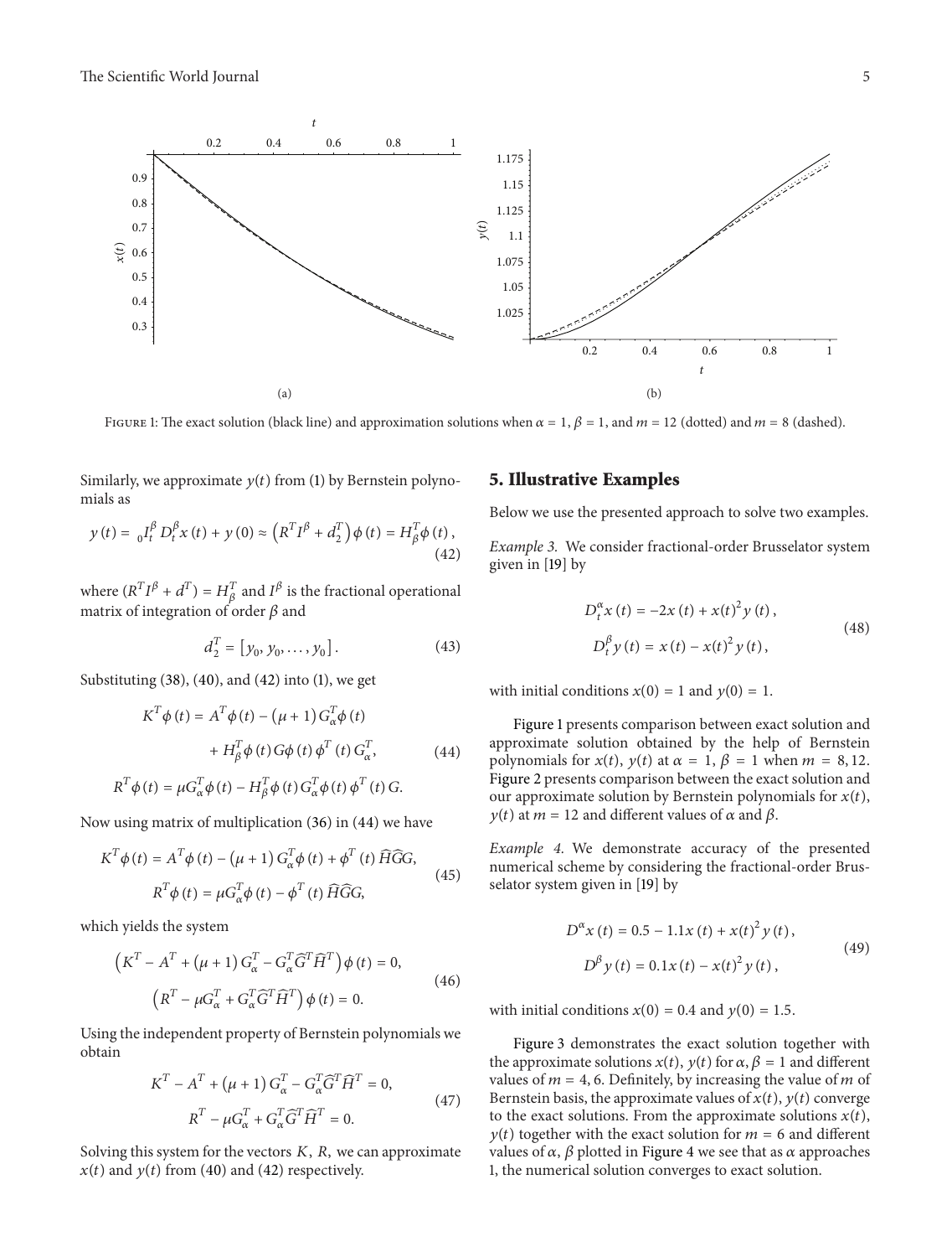FIGURE 1: The exact solution (black line) and approximation solutions when $\alpha = 1$, $\beta = 1$, and $m = 12$ (dotted) and $m = 8$ (dashed).

Similarly, we approximate $y(t)$ from (1) by Bernstein polynomials as

$$y(t) = {}_0I_t^{\beta} D_t^{\beta} x(t) + y(0) \approx \left(R^T I^{\beta} + d_2^T\right) \phi(t) = H_{\beta}^T \phi(t), \tag{42}$$

where $(R^T I^{\beta} + d^T) = H_{\beta}^T$ and $I^{\beta}$ is the fractional operational matrix of integration of order $\beta$ and

$$d_2^T = [y_0, y_0, \ldots, y_0]. \tag{43}$$

Substituting (38), (40), and (42) into (1), we get

$$\begin{aligned} K^T \phi(t) &= A^T \phi(t) - (\mu + 1) G_{\alpha}^T \phi(t) \\ &\quad + H_{\beta}^T \phi(t) G \phi(t) \phi^T(t) G_{\alpha}^T, \\ R^T \phi(t) &= \mu G_{\alpha}^T \phi(t) - H_{\beta}^T \phi(t) G_{\alpha}^T \phi(t) \phi^T(t) G. \end{aligned} \tag{44}$$

Now using matrix of multiplication (36) in (44) we have

$$\begin{aligned} K^T \phi(t) &= A^T \phi(t) - (\mu + 1) G_{\alpha}^T \phi(t) + \phi^T(t) \widehat{H} \widehat{G} G, \\ R^T \phi(t) &= \mu G_{\alpha}^T \phi(t) - \phi^T(t) \widehat{H} \widehat{G} G, \end{aligned} \tag{45}$$

which yields the system

$$\begin{aligned} \left(K^T - A^T + (\mu + 1) G_{\alpha}^T - G_{\alpha}^T \widehat{G}^T \widehat{H}^T\right) \phi(t) &= 0, \\ \left(R^T - \mu G_{\alpha}^T + G_{\alpha}^T \widehat{G}^T \widehat{H}^T\right) \phi(t) &= 0. \end{aligned} \tag{46}$$

Using the independent property of Bernstein polynomials we obtain

$$\begin{aligned} K^T - A^T + (\mu + 1) G_{\alpha}^T - G_{\alpha}^T \widehat{G}^T \widehat{H}^T &= 0, \\ R^T - \mu G_{\alpha}^T + G_{\alpha}^T \widehat{G}^T \widehat{H}^T &= 0. \end{aligned} \tag{47}$$

Solving this system for the vectors $K$, $R$, we can approximate $x(t)$ and $y(t)$ from (40) and (42) respectively.

## 5. Illustrative Examples

Below we use the presented approach to solve two examples.

*Example 3.* We consider fractional-order Brusselator system given in [19] by

$$\begin{aligned} D_t^{\alpha} x(t) &= -2x(t) + x(t)^2 y(t), \\ D_t^{\beta} y(t) &= x(t) - x(t)^2 y(t), \end{aligned} \tag{48}$$

with initial conditions $x(0) = 1$ and $y(0) = 1$.

Figure 1 presents comparison between exact solution and approximate solution obtained by the help of Bernstein polynomials for $x(t)$, $y(t)$ at $\alpha = 1$, $\beta = 1$ when $m = 8, 12$. Figure 2 presents comparison between the exact solution and our approximate solution by Bernstein polynomials for $x(t)$, $y(t)$ at $m = 12$ and different values of $\alpha$ and $\beta$.

*Example 4.* We demonstrate accuracy of the presented numerical scheme by considering the fractional-order Brusselator system given in [19] by

$$\begin{aligned} D^{\alpha} x(t) &= 0.5 - 1.1x(t) + x(t)^2 y(t), \\ D^{\beta} y(t) &= 0.1x(t) - x(t)^2 y(t), \end{aligned} \tag{49}$$

with initial conditions $x(0) = 0.4$ and $y(0) = 1.5$.

Figure 3 demonstrates the exact solution together with the approximate solutions $x(t)$, $y(t)$ for $\alpha, \beta = 1$ and different values of $m = 4, 6$. Definitely, by increasing the value of $m$ of Bernstein basis, the approximate values of $x(t)$, $y(t)$ converge to the exact solutions. From the approximate solutions $x(t)$, $y(t)$ together with the exact solution for $m = 6$ and different values of $\alpha$, $\beta$ plotted in Figure 4 we see that as $\alpha$ approaches 1, the numerical solution converges to exact solution.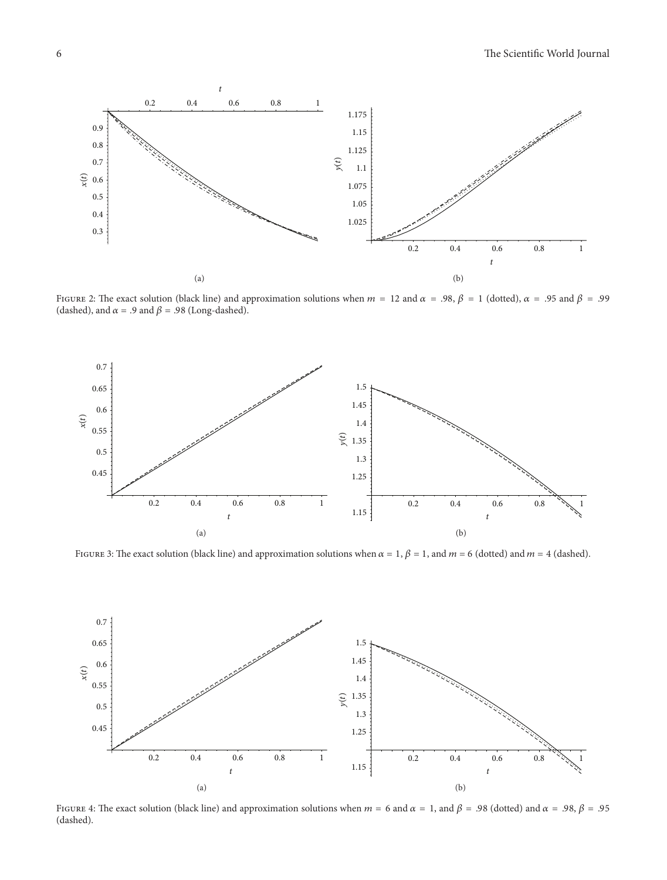Figure 2: The exact solution (black line) and approximation solutions when $m = 12$ and $\alpha = .98$, $\beta = 1$ (dotted), $\alpha = .95$ and $\beta = .99$ (dashed), and $\alpha = .9$ and $\beta = .98$ (Long-dashed).

Figure 3: The exact solution (black line) and approximation solutions when $\alpha = 1$, $\beta = 1$, and $m = 6$ (dotted) and $m = 4$ (dashed).

Figure 4: The exact solution (black line) and approximation solutions when $m = 6$ and $\alpha = 1$, and $\beta = .98$ (dotted) and $\alpha = .98$, $\beta = .95$ (dashed).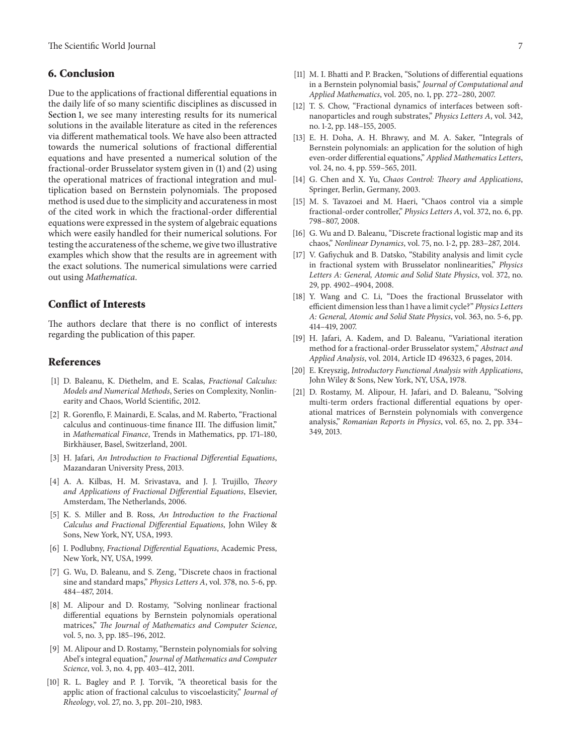## 6. Conclusion

Due to the applications of fractional differential equations in the daily life of so many scientific disciplines as discussed in Section 1, we see many interesting results for its numerical solutions in the available literature as cited in the references via different mathematical tools. We have also been attracted towards the numerical solutions of fractional differential equations and have presented a numerical solution of the fractional-order Brusselator system given in (1) and (2) using the operational matrices of fractional integration and multiplication based on Bernstein polynomials. The proposed method is used due to the simplicity and accurateness in most of the cited work in which the fractional-order differential equations were expressed in the system of algebraic equations which were easily handled for their numerical solutions. For testing the accurateness of the scheme, we give two illustrative examples which show that the results are in agreement with the exact solutions. The numerical simulations were carried out using *Mathematica*.

## Conflict of Interests

The authors declare that there is no conflict of interests regarding the publication of this paper.

## References

[1] D. Baleanu, K. Diethelm, and E. Scalas, *Fractional Calculus: Models and Numerical Methods*, Series on Complexity, Nonlinearity and Chaos, World Scientific, 2012.

[2] R. Gorenflo, F. Mainardi, E. Scalas, and M. Raberto, "Fractional calculus and continuous-time finance III. The diffusion limit," in *Mathematical Finance*, Trends in Mathematics, pp. 171–180, Birkhäuser, Basel, Switzerland, 2001.

[3] H. Jafari, *An Introduction to Fractional Differential Equations*, Mazandaran University Press, 2013.

[4] A. A. Kilbas, H. M. Srivastava, and J. J. Trujillo, *Theory and Applications of Fractional Differential Equations*, Elsevier, Amsterdam, The Netherlands, 2006.

[5] K. S. Miller and B. Ross, *An Introduction to the Fractional Calculus and Fractional Differential Equations*, John Wiley & Sons, New York, NY, USA, 1993.

[6] I. Podlubny, *Fractional Differential Equations*, Academic Press, New York, NY, USA, 1999.

[7] G. Wu, D. Baleanu, and S. Zeng, "Discrete chaos in fractional sine and standard maps," *Physics Letters A*, vol. 378, no. 5-6, pp. 484–487, 2014.

[8] M. Alipour and D. Rostamy, "Solving nonlinear fractional differential equations by Bernstein polynomials operational matrices," *The Journal of Mathematics and Computer Science*, vol. 5, no. 3, pp. 185–196, 2012.

[9] M. Alipour and D. Rostamy, "Bernstein polynomials for solving Abel's integral equation," *Journal of Mathematics and Computer Science*, vol. 3, no. 4, pp. 403–412, 2011.

[10] R. L. Bagley and P. J. Torvik, "A theoretical basis for the applic ation of fractional calculus to viscoelasticity," *Journal of Rheology*, vol. 27, no. 3, pp. 201–210, 1983.

[11] M. I. Bhatti and P. Bracken, "Solutions of differential equations in a Bernstein polynomial basis," *Journal of Computational and Applied Mathematics*, vol. 205, no. 1, pp. 272–280, 2007.

[12] T. S. Chow, "Fractional dynamics of interfaces between soft-nanoparticles and rough substrates," *Physics Letters A*, vol. 342, no. 1-2, pp. 148–155, 2005.

[13] E. H. Doha, A. H. Bhrawy, and M. A. Saker, "Integrals of Bernstein polynomials: an application for the solution of high even-order differential equations," *Applied Mathematics Letters*, vol. 24, no. 4, pp. 559–565, 2011.

[14] G. Chen and X. Yu, *Chaos Control: Theory and Applications*, Springer, Berlin, Germany, 2003.

[15] M. S. Tavazoei and M. Haeri, "Chaos control via a simple fractional-order controller," *Physics Letters A*, vol. 372, no. 6, pp. 798–807, 2008.

[16] G. Wu and D. Baleanu, "Discrete fractional logistic map and its chaos," *Nonlinear Dynamics*, vol. 75, no. 1-2, pp. 283–287, 2014.

[17] V. Gafiychuk and B. Datsko, "Stability analysis and limit cycle in fractional system with Brusselator nonlinearities," *Physics Letters A: General, Atomic and Solid State Physics*, vol. 372, no. 29, pp. 4902–4904, 2008.

[18] Y. Wang and C. Li, "Does the fractional Brusselator with efficient dimension less than 1 have a limit cycle?" *Physics Letters A: General, Atomic and Solid State Physics*, vol. 363, no. 5-6, pp. 414–419, 2007.

[19] H. Jafari, A. Kadem, and D. Baleanu, "Variational iteration method for a fractional-order Brusselator system," *Abstract and Applied Analysis*, vol. 2014, Article ID 496323, 6 pages, 2014.

[20] E. Kreyszig, *Introductory Functional Analysis with Applications*, John Wiley & Sons, New York, NY, USA, 1978.

[21] D. Rostamy, M. Alipour, H. Jafari, and D. Baleanu, "Solving multi-term orders fractional differential equations by operational matrices of Bernstein polynomials with convergence analysis," *Romanian Reports in Physics*, vol. 65, no. 2, pp. 334–349, 2013.